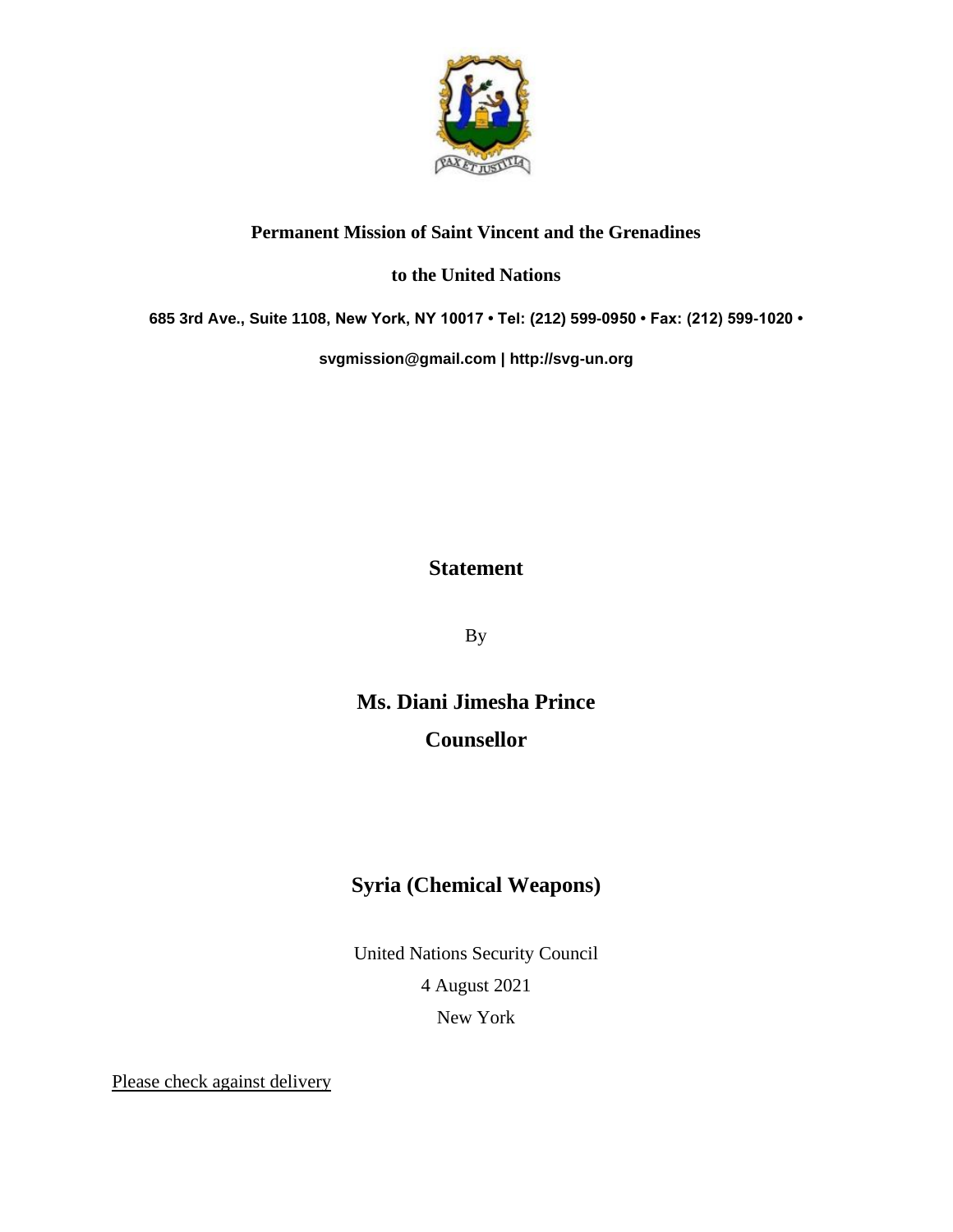**Permanent Mission of Saint Vincent and the Grenadines**

**to the United Nations**

**685 3rd Ave., Suite 1108, New York, NY 10017 • Tel: (212) 599-0950 • Fax: (212) 599-1020 •**

**svgmission@gmail.com | http://svg-un.org**

# Statement

By

## Ms. Diani Jimesha Prince

## Counsellor

## Syria (Chemical Weapons)

United Nations Security Council

4 August 2021

New York

Please check against delivery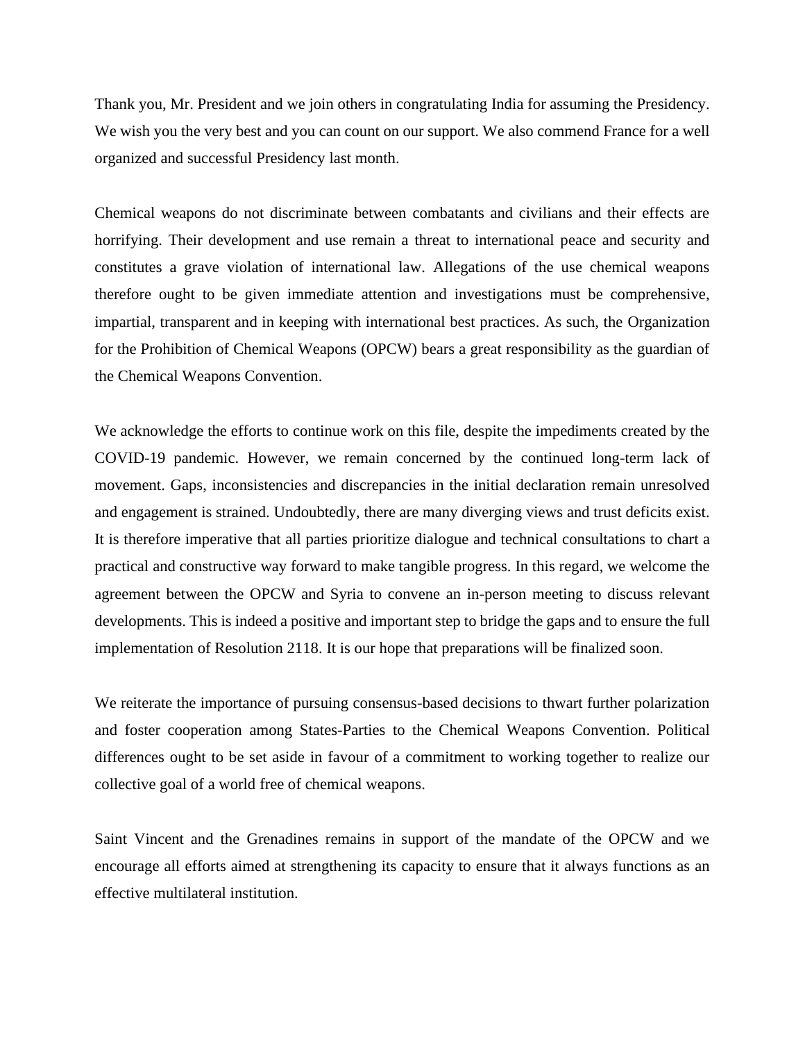Thank you, Mr. President and we join others in congratulating India for assuming the Presidency. We wish you the very best and you can count on our support. We also commend France for a well organized and successful Presidency last month.

Chemical weapons do not discriminate between combatants and civilians and their effects are horrifying. Their development and use remain a threat to international peace and security and constitutes a grave violation of international law. Allegations of the use chemical weapons therefore ought to be given immediate attention and investigations must be comprehensive, impartial, transparent and in keeping with international best practices. As such, the Organization for the Prohibition of Chemical Weapons (OPCW) bears a great responsibility as the guardian of the Chemical Weapons Convention.

We acknowledge the efforts to continue work on this file, despite the impediments created by the COVID-19 pandemic. However, we remain concerned by the continued long-term lack of movement. Gaps, inconsistencies and discrepancies in the initial declaration remain unresolved and engagement is strained. Undoubtedly, there are many diverging views and trust deficits exist. It is therefore imperative that all parties prioritize dialogue and technical consultations to chart a practical and constructive way forward to make tangible progress. In this regard, we welcome the agreement between the OPCW and Syria to convene an in-person meeting to discuss relevant developments. This is indeed a positive and important step to bridge the gaps and to ensure the full implementation of Resolution 2118. It is our hope that preparations will be finalized soon.

We reiterate the importance of pursuing consensus-based decisions to thwart further polarization and foster cooperation among States-Parties to the Chemical Weapons Convention. Political differences ought to be set aside in favour of a commitment to working together to realize our collective goal of a world free of chemical weapons.

Saint Vincent and the Grenadines remains in support of the mandate of the OPCW and we encourage all efforts aimed at strengthening its capacity to ensure that it always functions as an effective multilateral institution.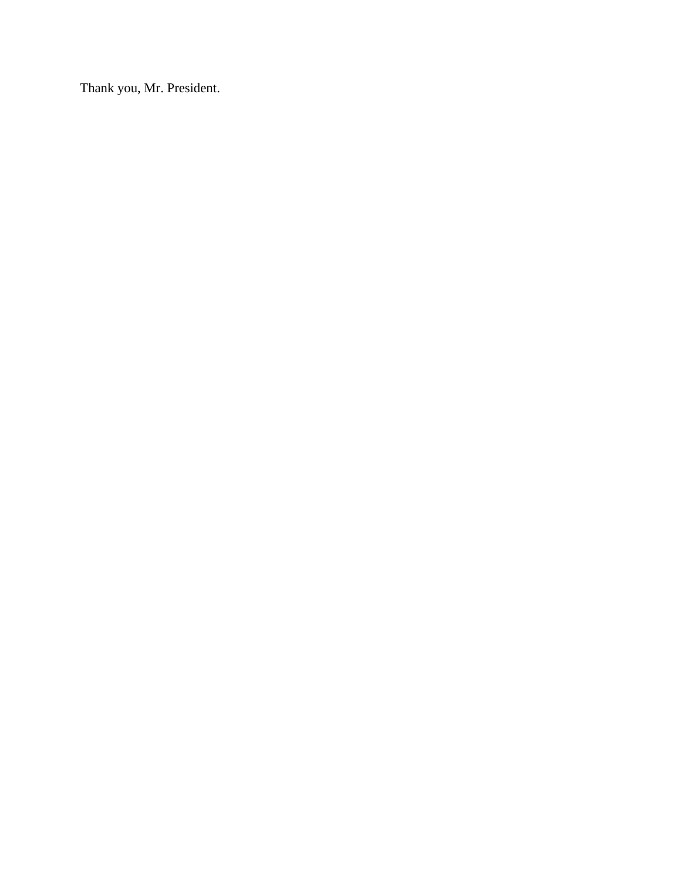Thank you, Mr. President.